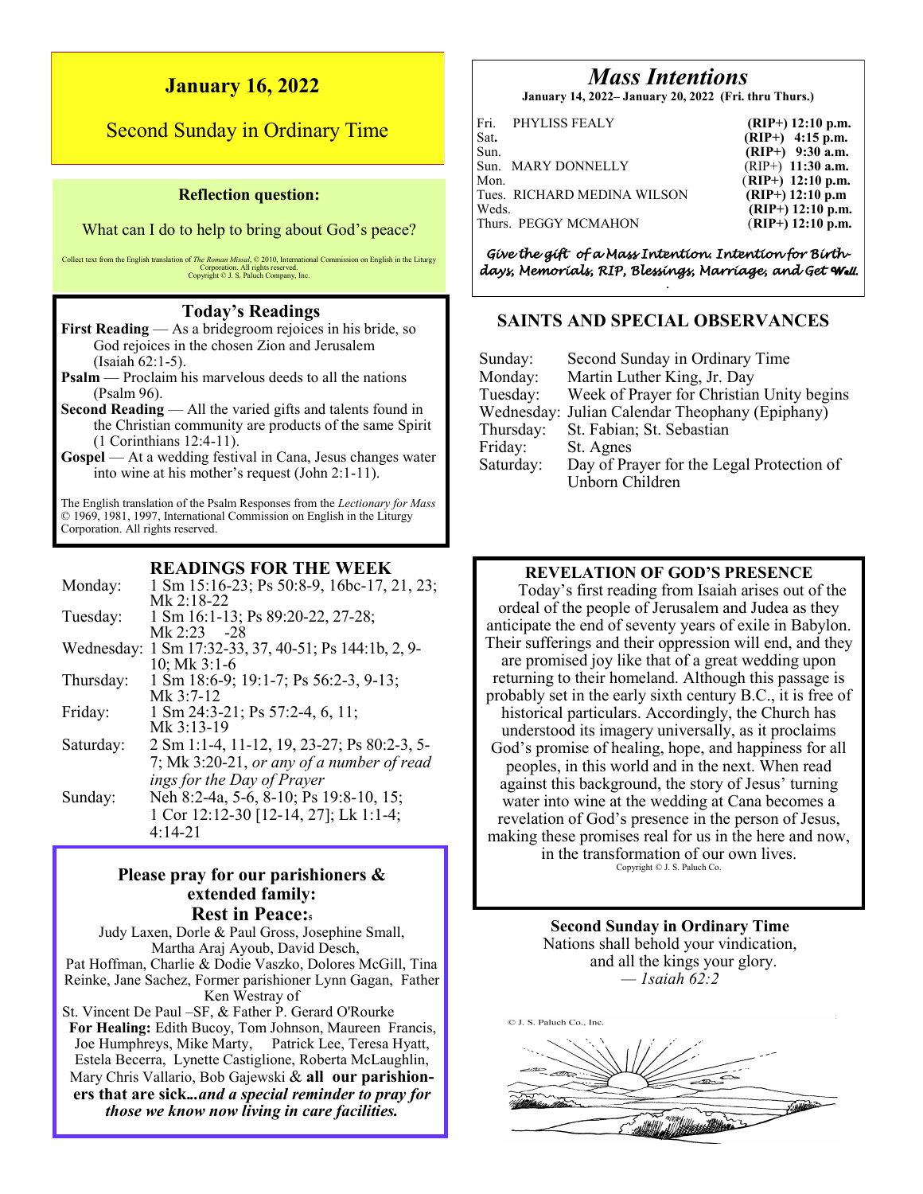# January 16, 2022

## Second Sunday in Ordinary Time

**Reflection question:**

What can I do to help to bring about God's peace?

Collect text from the English translation of *The Roman Missal*, © 2010, International Commission on English in the Liturgy Corporation. All rights reserved.
Copyright © J. S. Paluch Company, Inc.

### Today's Readings

**First Reading** — As a bridegroom rejoices in his bride, so God rejoices in the chosen Zion and Jerusalem (Isaiah 62:1-5).

**Psalm** — Proclaim his marvelous deeds to all the nations (Psalm 96).

**Second Reading** — All the varied gifts and talents found in the Christian community are products of the same Spirit (1 Corinthians 12:4-11).

**Gospel** — At a wedding festival in Cana, Jesus changes water into wine at his mother's request (John 2:1-11).

The English translation of the Psalm Responses from the *Lectionary for Mass* © 1969, 1981, 1997, International Commission on English in the Liturgy Corporation. All rights reserved.

### READINGS FOR THE WEEK

| | |
|---|---|
| Monday: | 1 Sm 15:16-23; Ps 50:8-9, 16bc-17, 21, 23; Mk 2:18-22 |
| Tuesday: | 1 Sm 16:1-13; Ps 89:20-22, 27-28; Mk 2:23 -28 |
| Wednesday: | 1 Sm 17:32-33, 37, 40-51; Ps 144:1b, 2, 9-10; Mk 3:1-6 |
| Thursday: | 1 Sm 18:6-9; 19:1-7; Ps 56:2-3, 9-13; Mk 3:7-12 |
| Friday: | 1 Sm 24:3-21; Ps 57:2-4, 6, 11; Mk 3:13-19 |
| Saturday: | 2 Sm 1:1-4, 11-12, 19, 23-27; Ps 80:2-3, 5-7; Mk 3:20-21, *or any of a number of readings for the Day of Prayer* |
| Sunday: | Neh 8:2-4a, 5-6, 8-10; Ps 19:8-10, 15; 1 Cor 12:12-30 [12-14, 27]; Lk 1:1-4; 4:14-21 |

### Please pray for our parishioners & extended family:

**Rest in Peace:**

Judy Laxen, Dorle & Paul Gross, Josephine Small, Martha Araj Ayoub, David Desch, Pat Hoffman, Charlie & Dodie Vaszko, Dolores McGill, Tina Reinke, Jane Sachez, Former parishioner Lynn Gagan, Father Ken Westray of St. Vincent De Paul –SF, & Father P. Gerard O'Rourke

**For Healing:** Edith Bucoy, Tom Johnson, Maureen Francis, Joe Humphreys, Mike Marty, Patrick Lee, Teresa Hyatt, Estela Becerra, Lynette Castiglione, Roberta McLaughlin, Mary Chris Vallario, Bob Gajewski & **all our parishioners that are sick...*and a special reminder to pray for those we know now living in care facilities.***

## *Mass Intentions*

**January 14, 2022– January 20, 2022 (Fri. thru Thurs.)**

| | | |
|---|---|---|
| Fri. | PHYLISS FEALY | **(RIP+) 12:10 p.m.** |
| Sat. | | **(RIP+) 4:15 p.m.** |
| Sun. | | **(RIP+) 9:30 a.m.** |
| Sun. | MARY DONNELLY | (RIP+) **11:30 a.m.** |
| Mon. | | (**RIP+) 12:10 p.m.** |
| Tues. | RICHARD MEDINA WILSON | **(RIP+) 12:10 p.m** |
| Weds. | | **(RIP+) 12:10 p.m.** |
| Thurs. | PEGGY MCMAHON | (**RIP+) 12:10 p.m.** |

*Give the gift of a Mass Intention. Intention for Birthdays, Memorials, RIP, Blessings, Marriage, and Get Well.*

### SAINTS AND SPECIAL OBSERVANCES

| | |
|---|---|
| Sunday: | Second Sunday in Ordinary Time |
| Monday: | Martin Luther King, Jr. Day |
| Tuesday: | Week of Prayer for Christian Unity begins |
| Wednesday: | Julian Calendar Theophany (Epiphany) |
| Thursday: | St. Fabian; St. Sebastian |
| Friday: | St. Agnes |
| Saturday: | Day of Prayer for the Legal Protection of Unborn Children |

### REVELATION OF GOD'S PRESENCE

Today's first reading from Isaiah arises out of the ordeal of the people of Jerusalem and Judea as they anticipate the end of seventy years of exile in Babylon. Their sufferings and their oppression will end, and they are promised joy like that of a great wedding upon returning to their homeland. Although this passage is probably set in the early sixth century B.C., it is free of historical particulars. Accordingly, the Church has understood its imagery universally, as it proclaims God's promise of healing, hope, and happiness for all peoples, in this world and in the next. When read against this background, the story of Jesus' turning water into wine at the wedding at Cana becomes a revelation of God's presence in the person of Jesus, making these promises real for us in the here and now, in the transformation of our own lives.

Copyright © J. S. Paluch Co.

**Second Sunday in Ordinary Time**

Nations shall behold your vindication,
and all the kings your glory.
*— Isaiah 62:2*

© J. S. Paluch Co., Inc.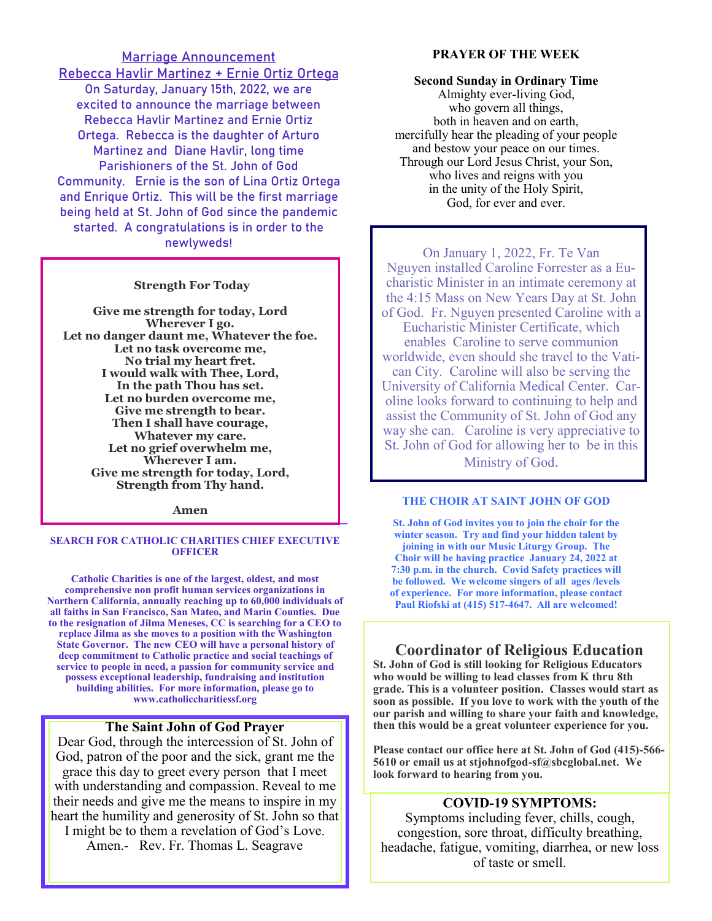## Marriage Announcement

## Rebecca Havlir Martinez + Ernie Ortiz Ortega

On Saturday, January 15th, 2022, we are excited to announce the marriage between Rebecca Havlir Martinez and Ernie Ortiz Ortega. Rebecca is the daughter of Arturo Martinez and Diane Havlir, long time Parishioners of the St. John of God Community. Ernie is the son of Lina Ortiz Ortega and Enrique Ortiz. This will be the first marriage being held at St. John of God since the pandemic started. A congratulations is in order to the newlyweds!

### Strength For Today

**Give me strength for today, Lord**
**Wherever I go.**
**Let no danger daunt me, Whatever the foe.**
**Let no task overcome me,**
**No trial my heart fret.**
**I would walk with Thee, Lord,**
**In the path Thou has set.**
**Let no burden overcome me,**
**Give me strength to bear.**
**Then I shall have courage,**
**Whatever my care.**
**Let no grief overwhelm me,**
**Wherever I am.**
**Give me strength for today, Lord,**
**Strength from Thy hand.**

**Amen**

### SEARCH FOR CATHOLIC CHARITIES CHIEF EXECUTIVE OFFICER

**Catholic Charities is one of the largest, oldest, and most comprehensive non profit human services organizations in Northern California, annually reaching up to 60,000 individuals of all faiths in San Francisco, San Mateo, and Marin Counties. Due to the resignation of Jilma Meneses, CC is searching for a CEO to replace Jilma as she moves to a position with the Washington State Governor. The new CEO will have a personal history of deep commitment to Catholic practice and social teachings of service to people in need, a passion for community service and possess exceptional leadership, fundraising and institution building abilities. For more information, please go to www.catholiccharitiessf.org**

### The Saint John of God Prayer

Dear God, through the intercession of St. John of God, patron of the poor and the sick, grant me the grace this day to greet every person that I meet with understanding and compassion. Reveal to me their needs and give me the means to inspire in my heart the humility and generosity of St. John so that I might be to them a revelation of God's Love. Amen.- Rev. Fr. Thomas L. Seagrave

### PRAYER OF THE WEEK

**Second Sunday in Ordinary Time**

Almighty ever-living God,
who govern all things,
both in heaven and on earth,
mercifully hear the pleading of your people
and bestow your peace on our times.
Through our Lord Jesus Christ, your Son,
who lives and reigns with you
in the unity of the Holy Spirit,
God, for ever and ever.

On January 1, 2022, Fr. Te Van Nguyen installed Caroline Forrester as a Eucharistic Minister in an intimate ceremony at the 4:15 Mass on New Years Day at St. John of God. Fr. Nguyen presented Caroline with a Eucharistic Minister Certificate, which enables Caroline to serve communion worldwide, even should she travel to the Vatican City. Caroline will also be serving the University of California Medical Center. Caroline looks forward to continuing to help and assist the Community of St. John of God any way she can. Caroline is very appreciative to St. John of God for allowing her to be in this Ministry of God.

### THE CHOIR AT SAINT JOHN OF GOD

**St. John of God invites you to join the choir for the winter season. Try and find your hidden talent by joining in with our Music Liturgy Group. The Choir will be having practice January 24, 2022 at 7:30 p.m. in the church. Covid Safety practices will be followed. We welcome singers of all ages /levels of experience. For more information, please contact Paul Riofski at (415) 517-4647. All are welcomed!**

## Coordinator of Religious Education

**St. John of God is still looking for Religious Educators who would be willing to lead classes from K thru 8th grade. This is a volunteer position. Classes would start as soon as possible. If you love to work with the youth of the our parish and willing to share your faith and knowledge, then this would be a great volunteer experience for you.**

**Please contact our office here at St. John of God (415)-566-5610 or email us at stjohnofgod-sf@sbcglobal.net. We look forward to hearing from you.**

### COVID-19 SYMPTOMS:

Symptoms including fever, chills, cough, congestion, sore throat, difficulty breathing, headache, fatigue, vomiting, diarrhea, or new loss of taste or smell.